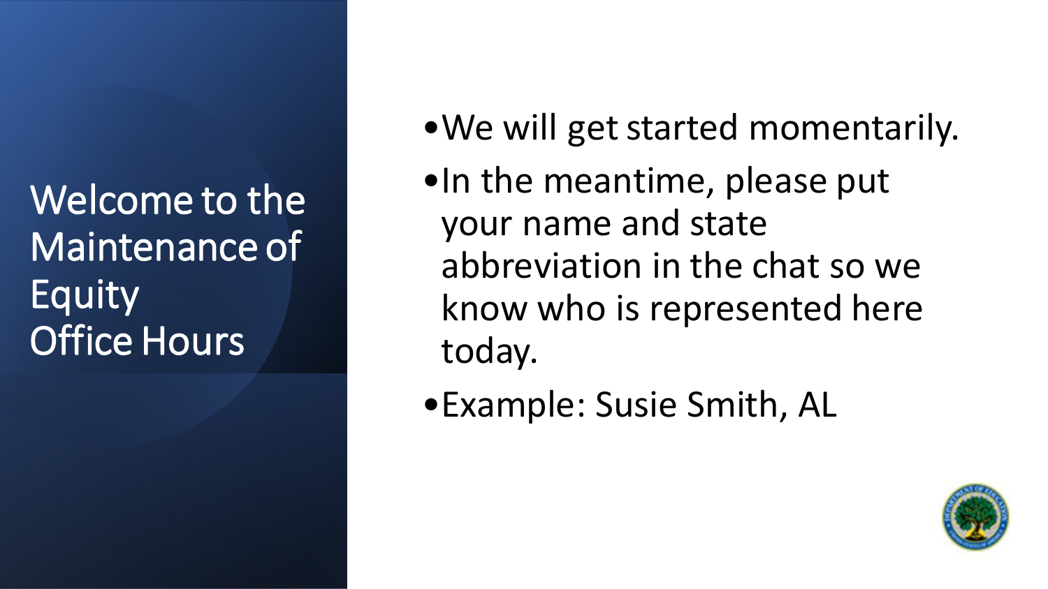# Welcome to the Maintenance of Equity Office Hours

- We will get started momentarily.
- In the meantime, please put your name and state abbreviation in the chat so we know who is represented here today.
- Example: Susie Smith, AL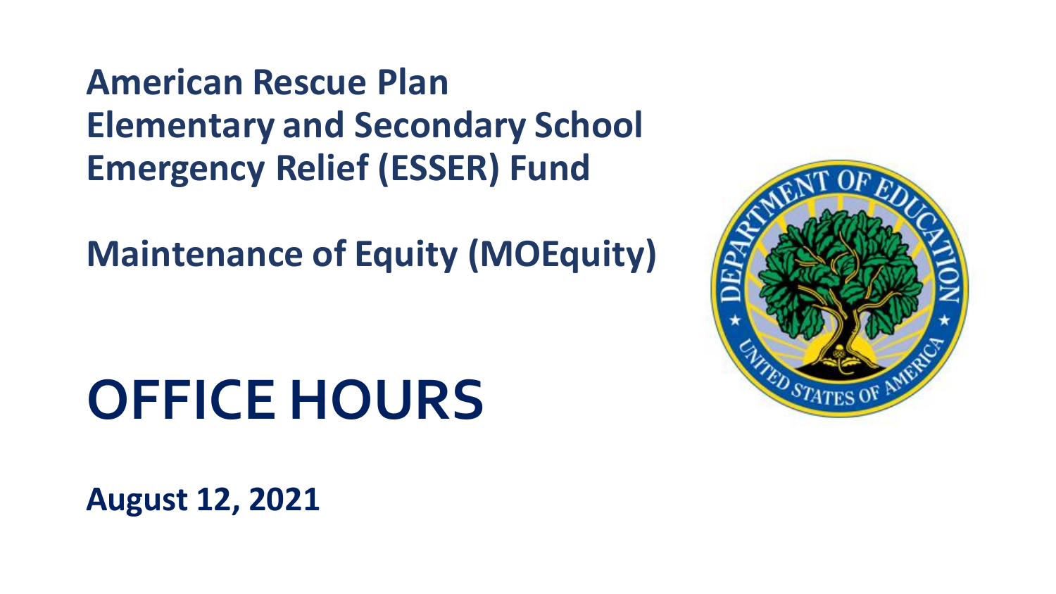# American Rescue Plan Elementary and Secondary School Emergency Relief (ESSER) Fund

## Maintenance of Equity (MOEquity)

# OFFICE HOURS

**August 12, 2021**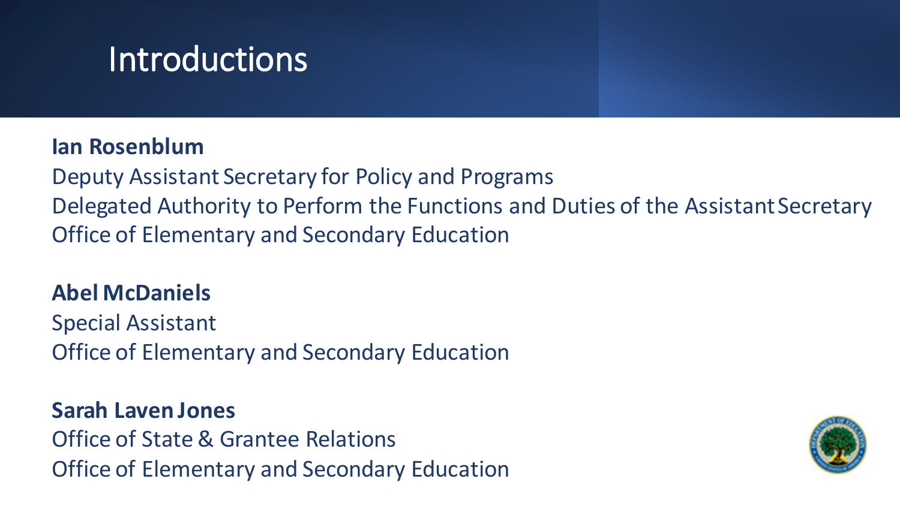# Introductions

**Ian Rosenblum**
Deputy Assistant Secretary for Policy and Programs
Delegated Authority to Perform the Functions and Duties of the Assistant Secretary
Office of Elementary and Secondary Education

**Abel McDaniels**
Special Assistant
Office of Elementary and Secondary Education

**Sarah Laven Jones**
Office of State & Grantee Relations
Office of Elementary and Secondary Education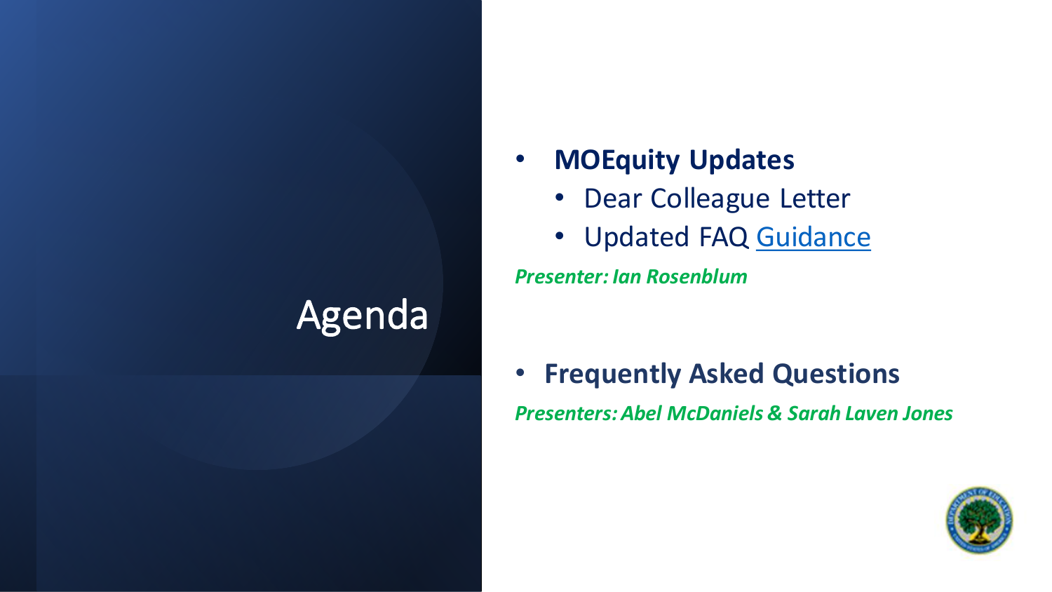# Agenda

- **MOEquity Updates**
  - Dear Colleague Letter
  - Updated FAQ Guidance

***Presenter: Ian Rosenblum***

- **Frequently Asked Questions**

***Presenters: Abel McDaniels & Sarah Laven Jones***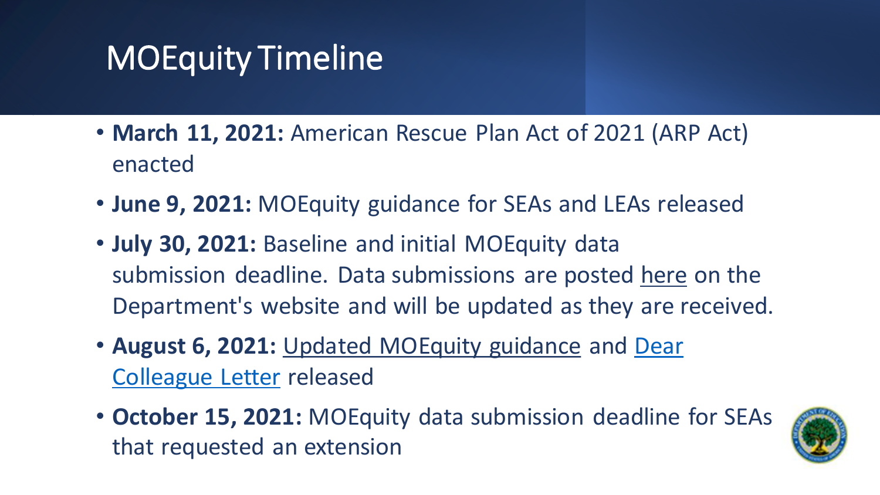# MOEquity Timeline

- **March 11, 2021:** American Rescue Plan Act of 2021 (ARP Act) enacted
- **June 9, 2021:** MOEquity guidance for SEAs and LEAs released
- **July 30, 2021:** Baseline and initial MOEquity data submission deadline. Data submissions are posted here on the Department's website and will be updated as they are received.
- **August 6, 2021:** Updated MOEquity guidance and Dear Colleague Letter released
- **October 15, 2021:** MOEquity data submission deadline for SEAs that requested an extension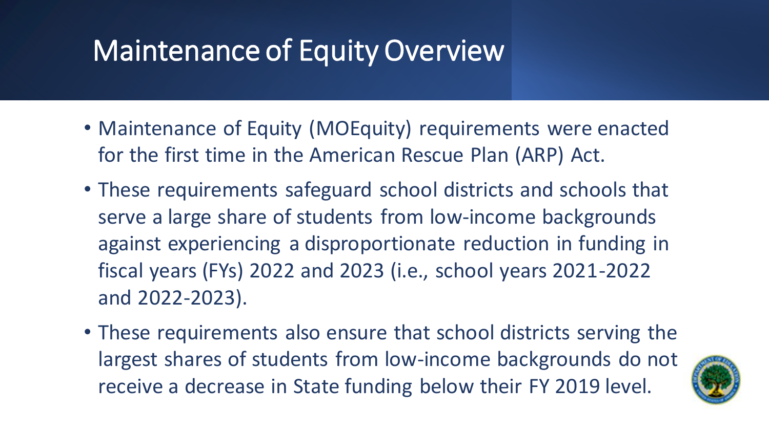# Maintenance of Equity Overview

- Maintenance of Equity (MOEquity) requirements were enacted for the first time in the American Rescue Plan (ARP) Act.
- These requirements safeguard school districts and schools that serve a large share of students from low-income backgrounds against experiencing a disproportionate reduction in funding in fiscal years (FYs) 2022 and 2023 (i.e., school years 2021-2022 and 2022-2023).
- These requirements also ensure that school districts serving the largest shares of students from low-income backgrounds do not receive a decrease in State funding below their FY 2019 level.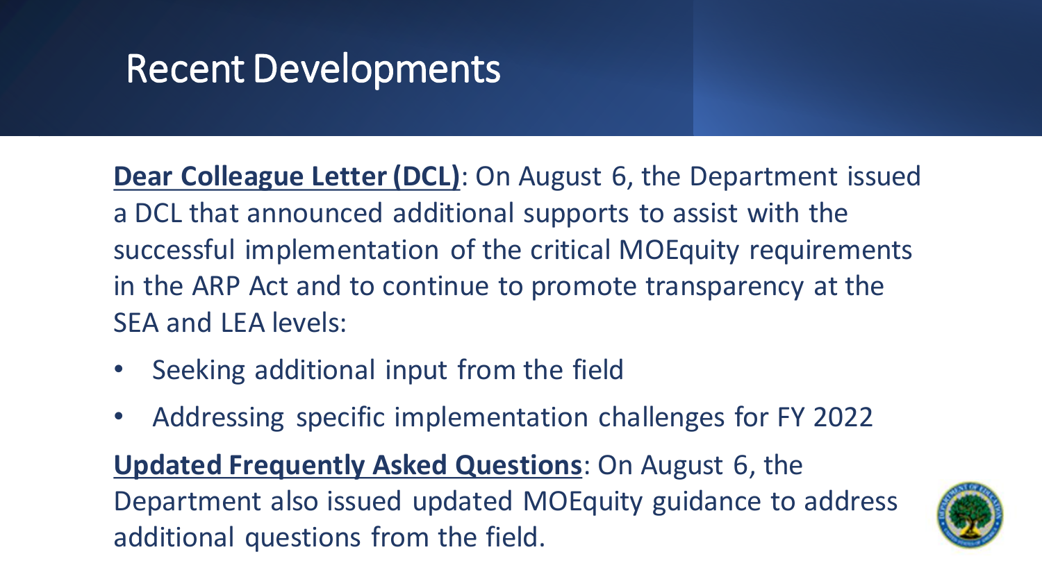# Recent Developments

**Dear Colleague Letter (DCL)**: On August 6, the Department issued a DCL that announced additional supports to assist with the successful implementation of the critical MOEquity requirements in the ARP Act and to continue to promote transparency at the SEA and LEA levels:

- Seeking additional input from the field
- Addressing specific implementation challenges for FY 2022

**Updated Frequently Asked Questions**: On August 6, the Department also issued updated MOEquity guidance to address additional questions from the field.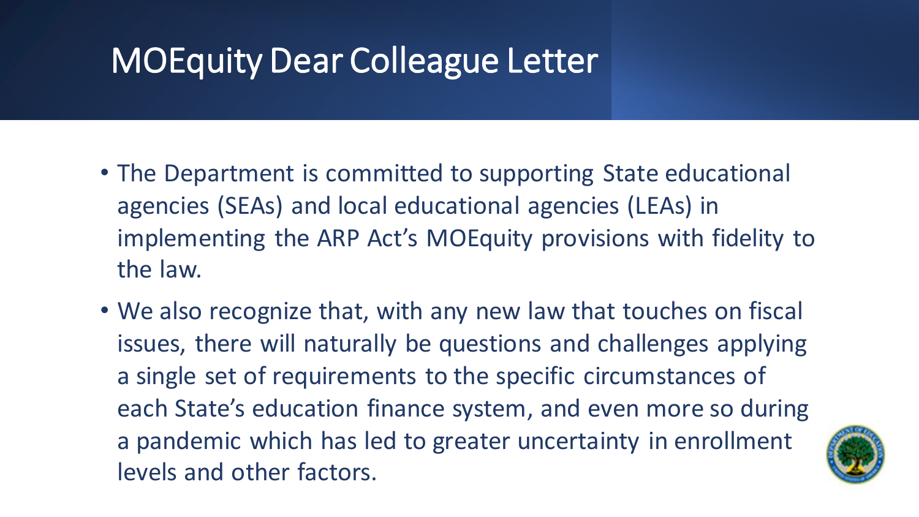# MOEquity Dear Colleague Letter

- The Department is committed to supporting State educational agencies (SEAs) and local educational agencies (LEAs) in implementing the ARP Act's MOEquity provisions with fidelity to the law.
- We also recognize that, with any new law that touches on fiscal issues, there will naturally be questions and challenges applying a single set of requirements to the specific circumstances of each State's education finance system, and even more so during a pandemic which has led to greater uncertainty in enrollment levels and other factors.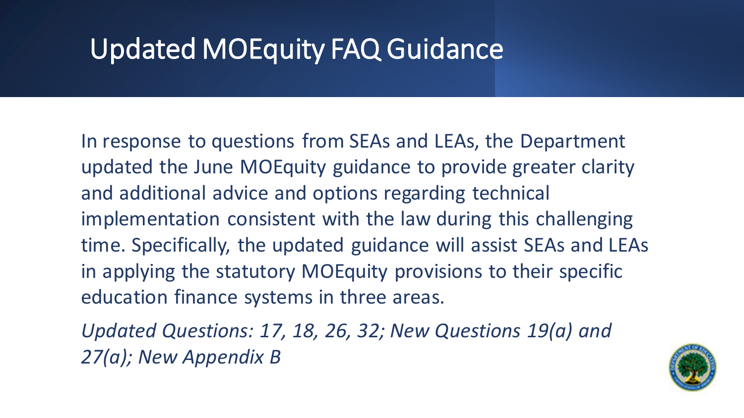# Updated MOEquity FAQ Guidance

In response to questions from SEAs and LEAs, the Department updated the June MOEquity guidance to provide greater clarity and additional advice and options regarding technical implementation consistent with the law during this challenging time. Specifically, the updated guidance will assist SEAs and LEAs in applying the statutory MOEquity provisions to their specific education finance systems in three areas.

*Updated Questions: 17, 18, 26, 32; New Questions 19(a) and 27(a); New Appendix B*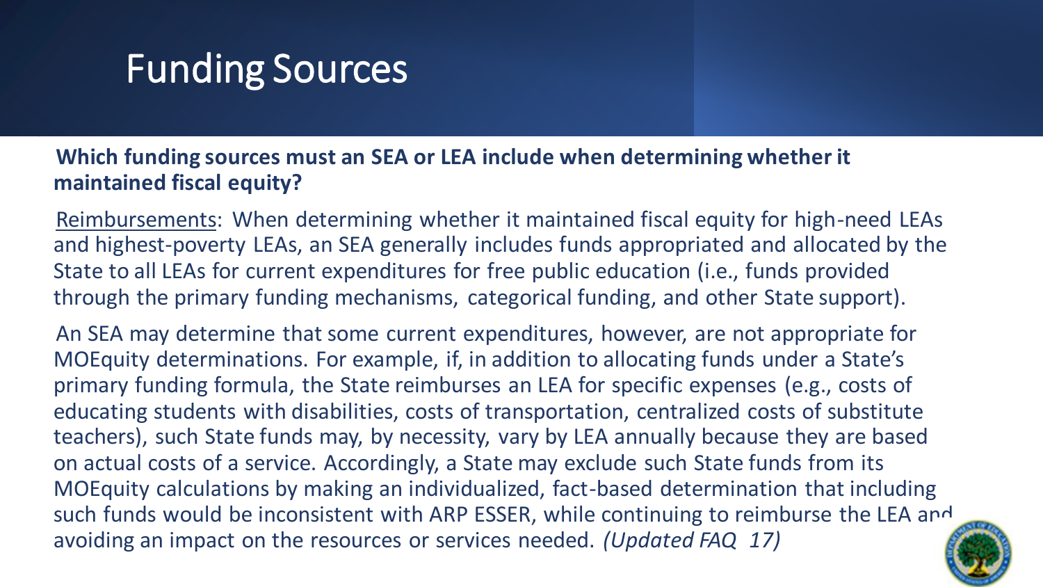# Funding Sources

**Which funding sources must an SEA or LEA include when determining whether it maintained fiscal equity?**

Reimbursements: When determining whether it maintained fiscal equity for high-need LEAs and highest-poverty LEAs, an SEA generally includes funds appropriated and allocated by the State to all LEAs for current expenditures for free public education (i.e., funds provided through the primary funding mechanisms, categorical funding, and other State support).

An SEA may determine that some current expenditures, however, are not appropriate for MOEquity determinations. For example, if, in addition to allocating funds under a State's primary funding formula, the State reimburses an LEA for specific expenses (e.g., costs of educating students with disabilities, costs of transportation, centralized costs of substitute teachers), such State funds may, by necessity, vary by LEA annually because they are based on actual costs of a service. Accordingly, a State may exclude such State funds from its MOEquity calculations by making an individualized, fact-based determination that including such funds would be inconsistent with ARP ESSER, while continuing to reimburse the LEA and avoiding an impact on the resources or services needed. *(Updated FAQ 17)*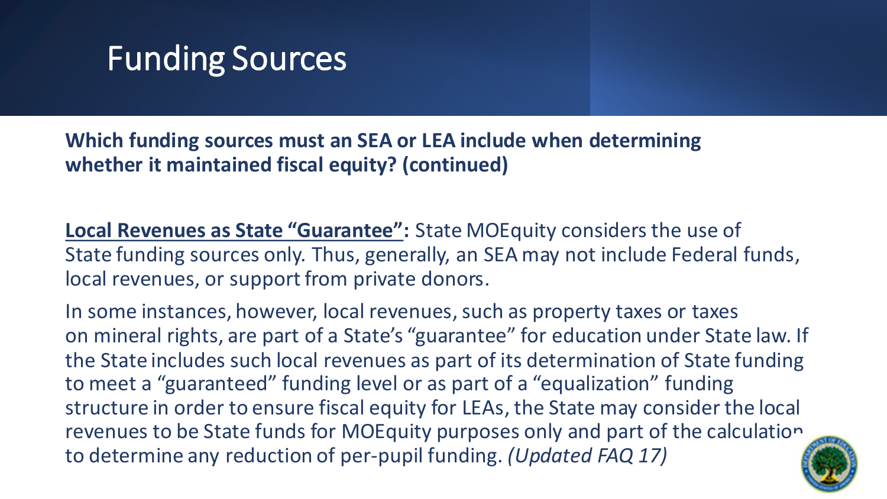# Funding Sources

**Which funding sources must an SEA or LEA include when determining whether it maintained fiscal equity? (continued)**

**Local Revenues as State "Guarantee":** State MOEquity considers the use of State funding sources only. Thus, generally, an SEA may not include Federal funds, local revenues, or support from private donors.

In some instances, however, local revenues, such as property taxes or taxes on mineral rights, are part of a State's "guarantee" for education under State law. If the State includes such local revenues as part of its determination of State funding to meet a "guaranteed" funding level or as part of a "equalization" funding structure in order to ensure fiscal equity for LEAs, the State may consider the local revenues to be State funds for MOEquity purposes only and part of the calculation to determine any reduction of per-pupil funding. *(Updated FAQ 17)*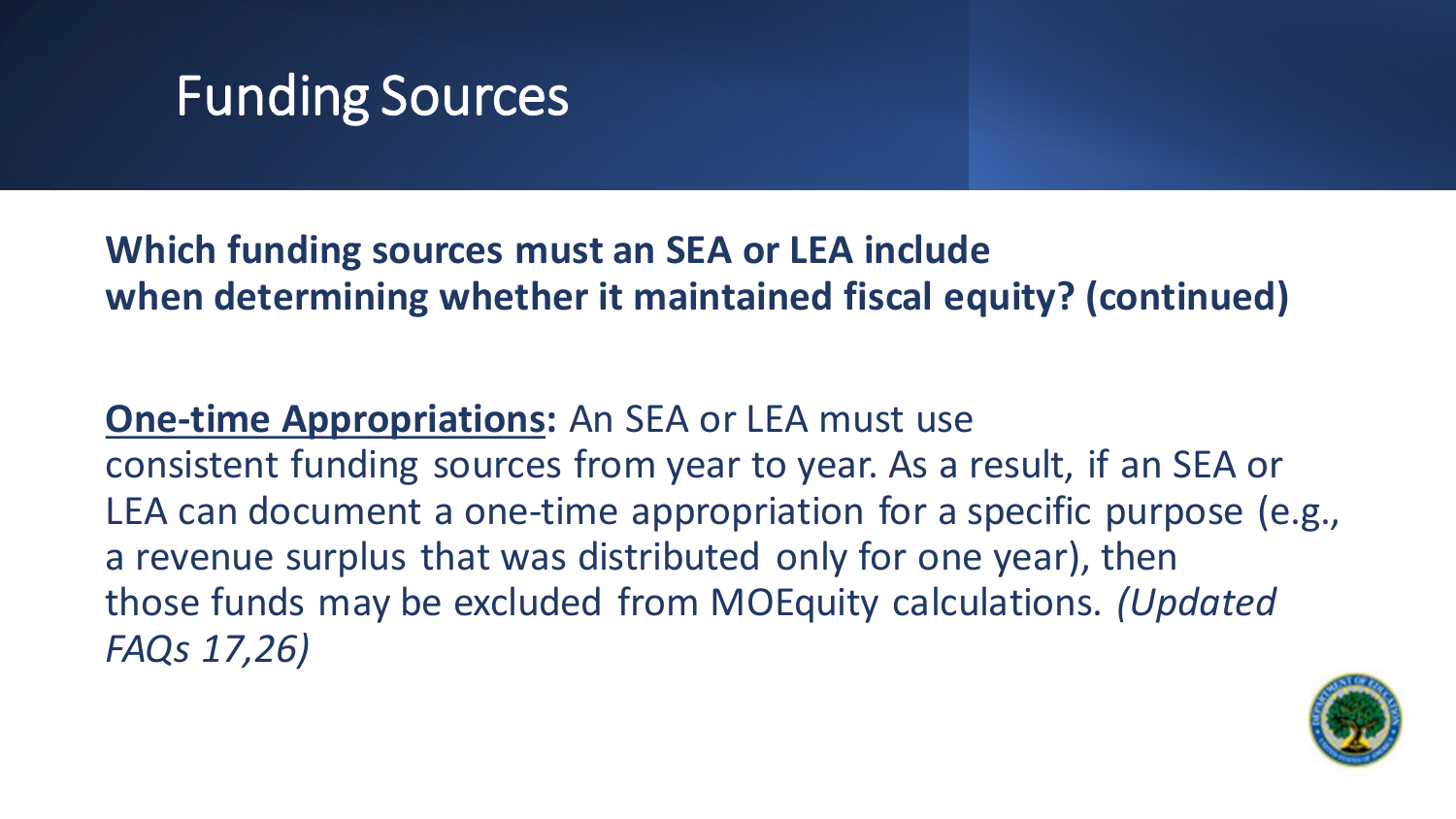# Funding Sources

**Which funding sources must an SEA or LEA include when determining whether it maintained fiscal equity? (continued)**

**One-time Appropriations:** An SEA or LEA must use consistent funding sources from year to year. As a result, if an SEA or LEA can document a one-time appropriation for a specific purpose (e.g., a revenue surplus that was distributed only for one year), then those funds may be excluded from MOEquity calculations. *(Updated FAQs 17,26)*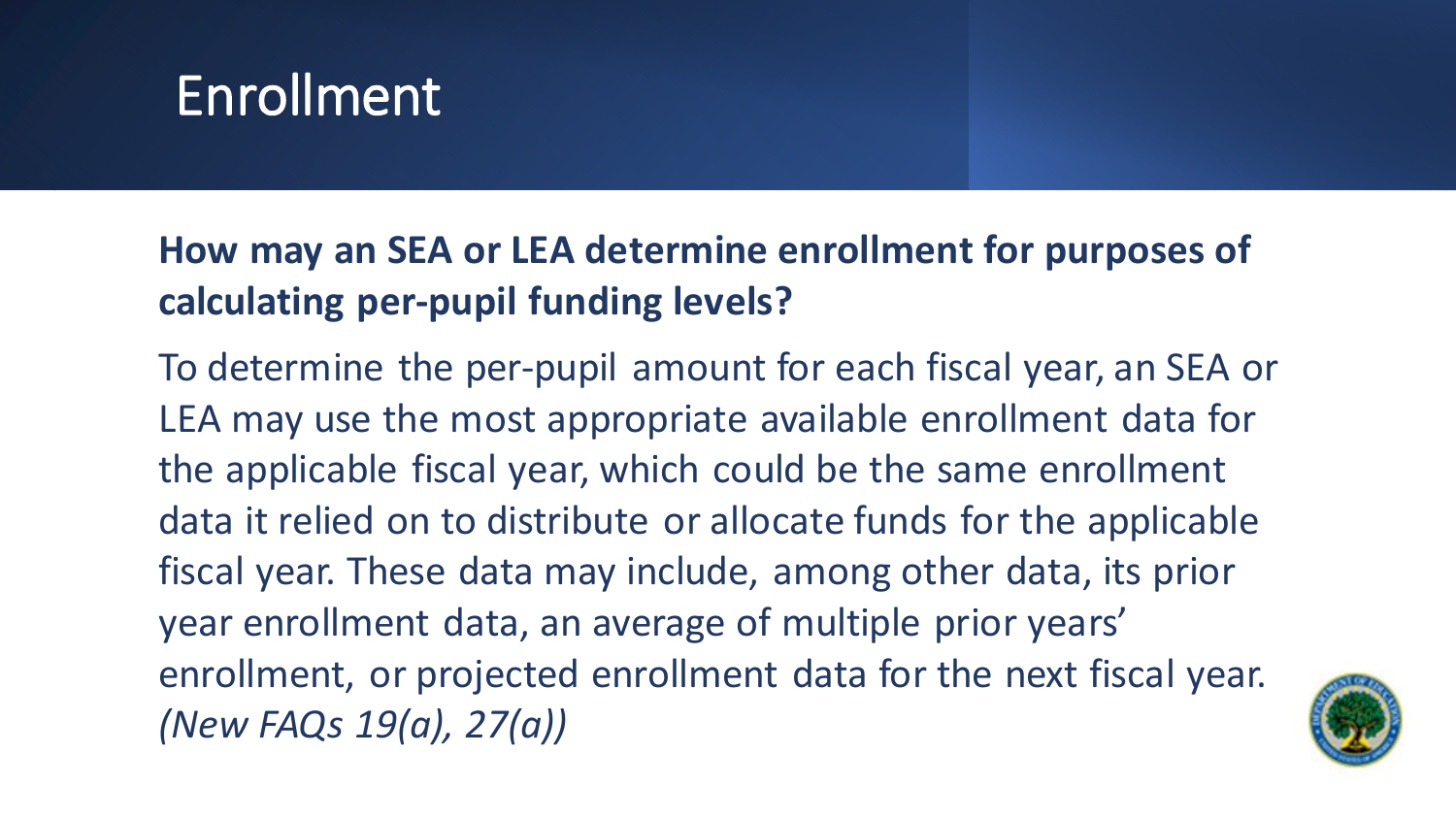# Enrollment

**How may an SEA or LEA determine enrollment for purposes of calculating per-pupil funding levels?**

To determine the per-pupil amount for each fiscal year, an SEA or LEA may use the most appropriate available enrollment data for the applicable fiscal year, which could be the same enrollment data it relied on to distribute or allocate funds for the applicable fiscal year. These data may include, among other data, its prior year enrollment data, an average of multiple prior years' enrollment, or projected enrollment data for the next fiscal year. *(New FAQs 19(a), 27(a))*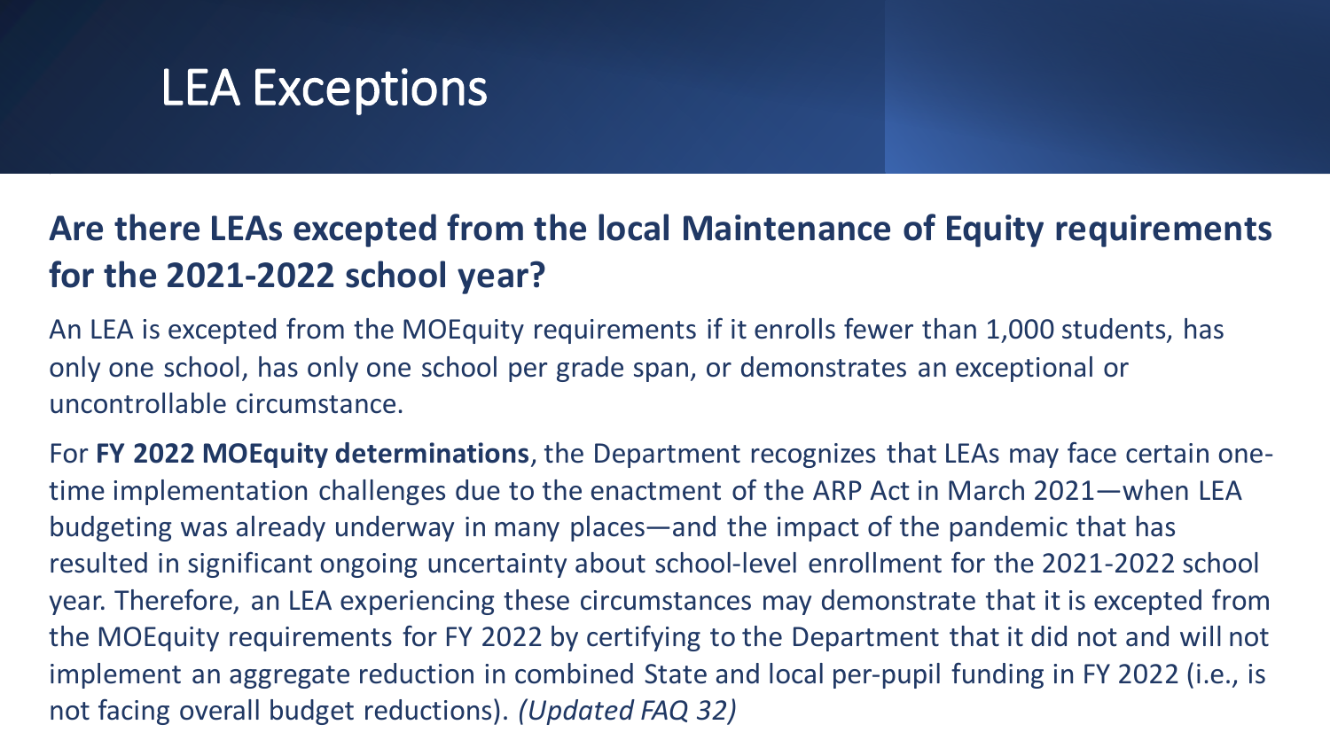# LEA Exceptions

## Are there LEAs excepted from the local Maintenance of Equity requirements for the 2021-2022 school year?

An LEA is excepted from the MOEquity requirements if it enrolls fewer than 1,000 students, has only one school, has only one school per grade span, or demonstrates an exceptional or uncontrollable circumstance.

For **FY 2022 MOEquity determinations**, the Department recognizes that LEAs may face certain one-time implementation challenges due to the enactment of the ARP Act in March 2021—when LEA budgeting was already underway in many places—and the impact of the pandemic that has resulted in significant ongoing uncertainty about school-level enrollment for the 2021-2022 school year. Therefore, an LEA experiencing these circumstances may demonstrate that it is excepted from the MOEquity requirements for FY 2022 by certifying to the Department that it did not and will not implement an aggregate reduction in combined State and local per-pupil funding in FY 2022 (i.e., is not facing overall budget reductions). *(Updated FAQ 32)*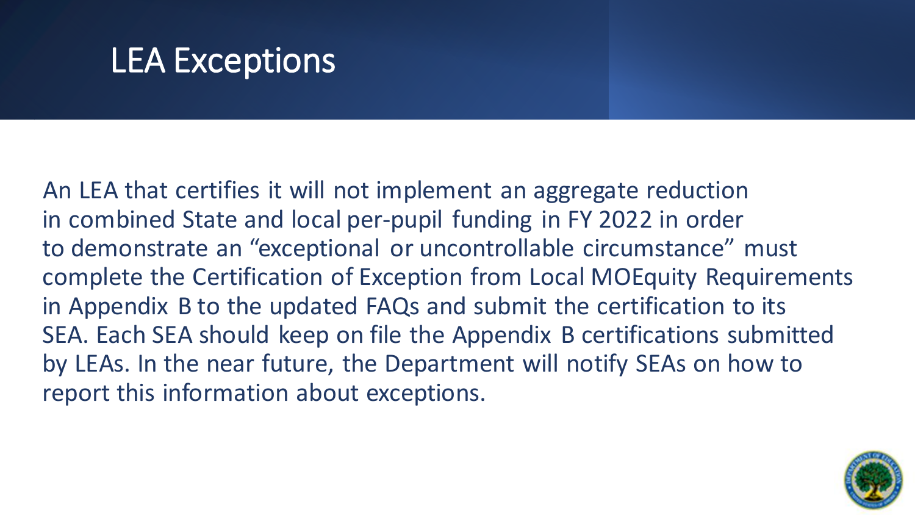# LEA Exceptions

An LEA that certifies it will not implement an aggregate reduction in combined State and local per-pupil funding in FY 2022 in order to demonstrate an "exceptional or uncontrollable circumstance" must complete the Certification of Exception from Local MOEquity Requirements in Appendix B to the updated FAQs and submit the certification to its SEA. Each SEA should keep on file the Appendix B certifications submitted by LEAs. In the near future, the Department will notify SEAs on how to report this information about exceptions.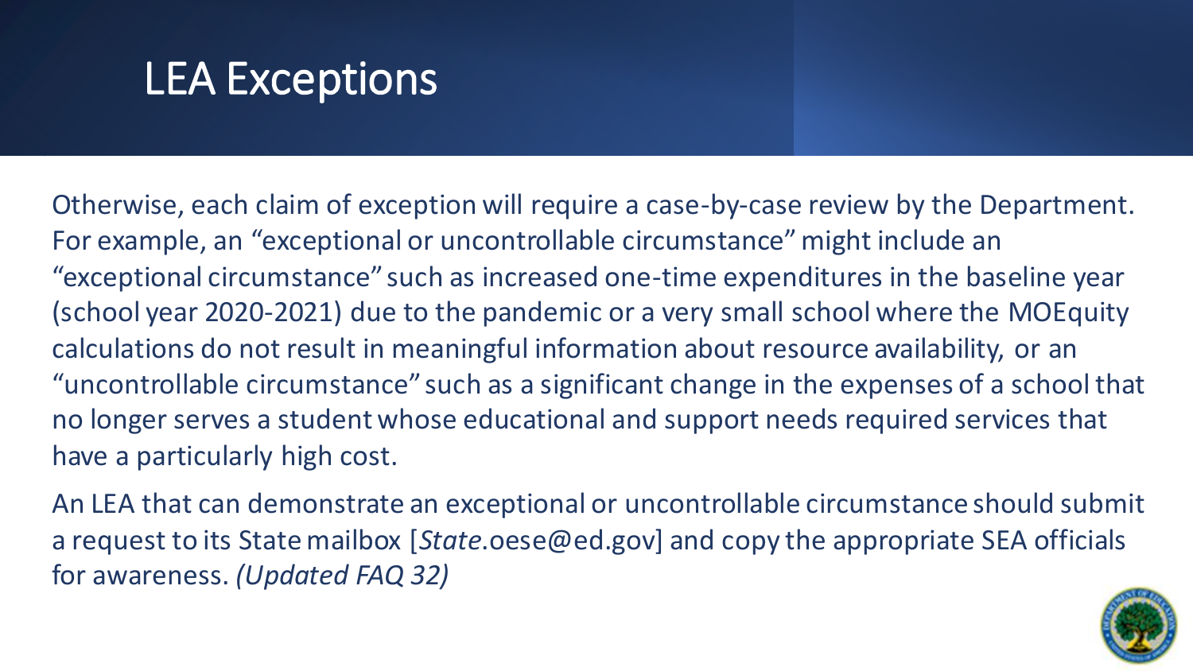# LEA Exceptions

Otherwise, each claim of exception will require a case-by-case review by the Department. For example, an "exceptional or uncontrollable circumstance" might include an "exceptional circumstance" such as increased one-time expenditures in the baseline year (school year 2020-2021) due to the pandemic or a very small school where the MOEquity calculations do not result in meaningful information about resource availability, or an "uncontrollable circumstance" such as a significant change in the expenses of a school that no longer serves a student whose educational and support needs required services that have a particularly high cost.

An LEA that can demonstrate an exceptional or uncontrollable circumstance should submit a request to its State mailbox [*State*.oese@ed.gov] and copy the appropriate SEA officials for awareness. *(Updated FAQ 32)*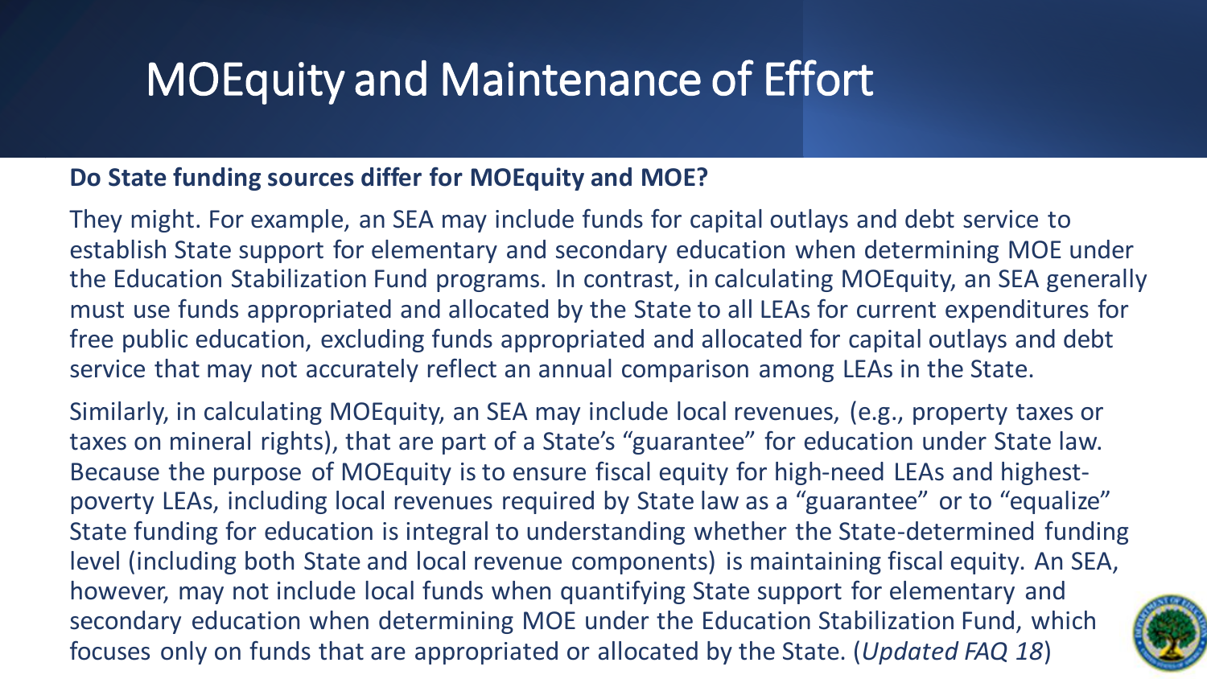# MOEquity and Maintenance of Effort

**Do State funding sources differ for MOEquity and MOE?**

They might. For example, an SEA may include funds for capital outlays and debt service to establish State support for elementary and secondary education when determining MOE under the Education Stabilization Fund programs. In contrast, in calculating MOEquity, an SEA generally must use funds appropriated and allocated by the State to all LEAs for current expenditures for free public education, excluding funds appropriated and allocated for capital outlays and debt service that may not accurately reflect an annual comparison among LEAs in the State.

Similarly, in calculating MOEquity, an SEA may include local revenues, (e.g., property taxes or taxes on mineral rights), that are part of a State's "guarantee" for education under State law. Because the purpose of MOEquity is to ensure fiscal equity for high-need LEAs and highest-poverty LEAs, including local revenues required by State law as a "guarantee" or to "equalize" State funding for education is integral to understanding whether the State-determined funding level (including both State and local revenue components) is maintaining fiscal equity. An SEA, however, may not include local funds when quantifying State support for elementary and secondary education when determining MOE under the Education Stabilization Fund, which focuses only on funds that are appropriated or allocated by the State. (*Updated FAQ 18*)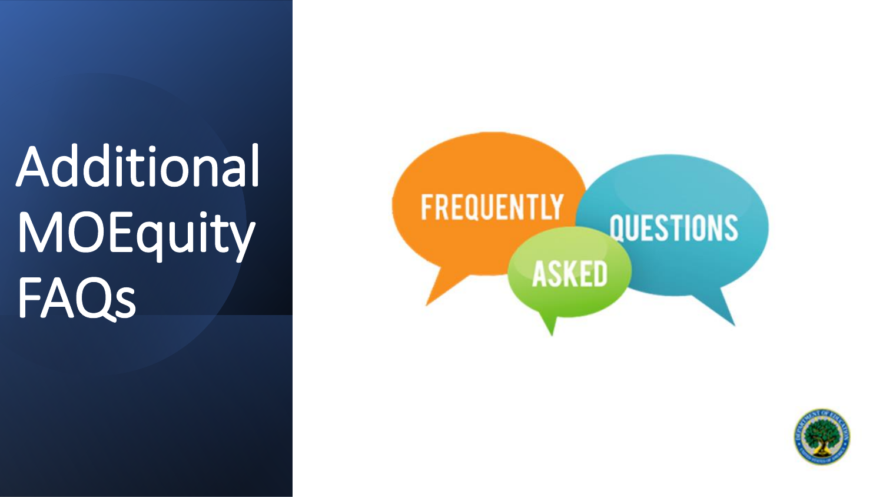# Additional MOEquity FAQs

FREQUENTLY ASKED QUESTIONS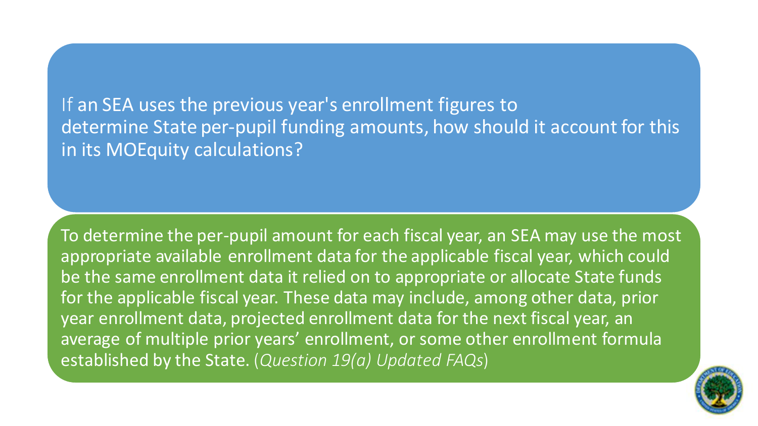If an SEA uses the previous year's enrollment figures to determine State per-pupil funding amounts, how should it account for this in its MOEquity calculations?

To determine the per-pupil amount for each fiscal year, an SEA may use the most appropriate available enrollment data for the applicable fiscal year, which could be the same enrollment data it relied on to appropriate or allocate State funds for the applicable fiscal year. These data may include, among other data, prior year enrollment data, projected enrollment data for the next fiscal year, an average of multiple prior years' enrollment, or some other enrollment formula established by the State. (*Question 19(a) Updated FAQs*)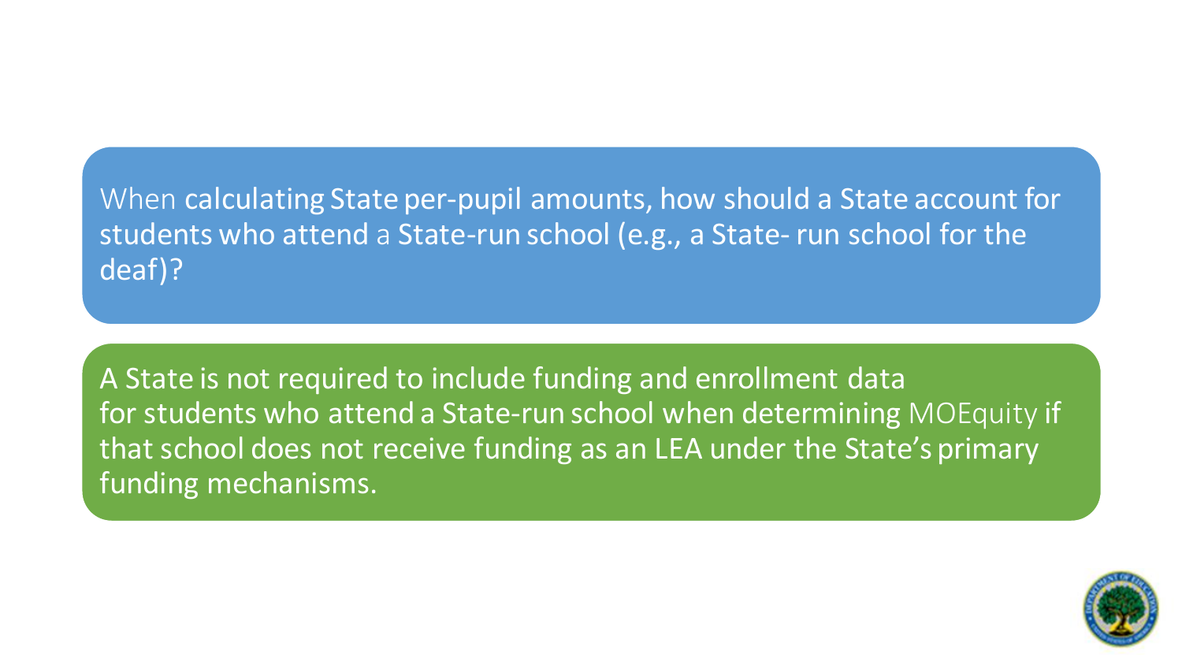When calculating State per-pupil amounts, how should a State account for students who attend a State-run school (e.g., a State- run school for the deaf)?

A State is not required to include funding and enrollment data for students who attend a State-run school when determining MOEquity if that school does not receive funding as an LEA under the State's primary funding mechanisms.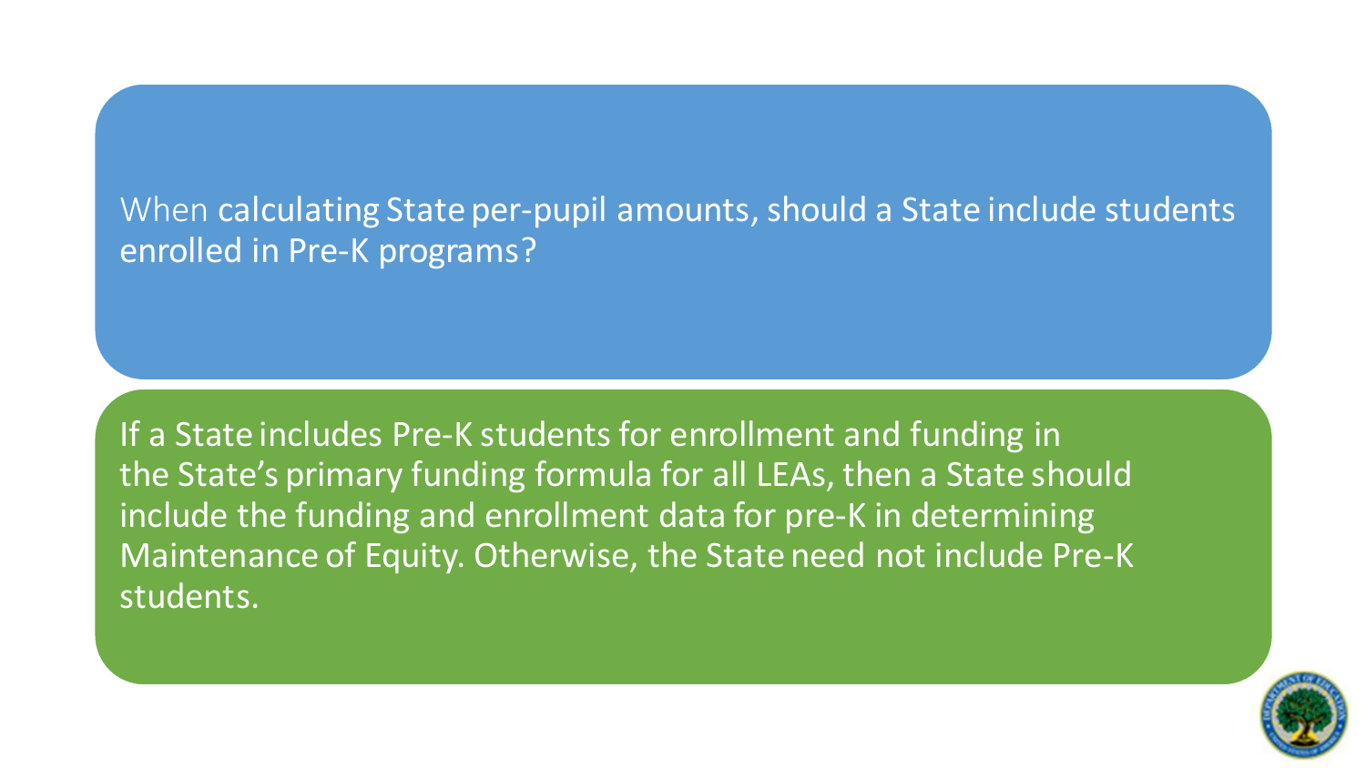When calculating State per-pupil amounts, should a State include students enrolled in Pre-K programs?

If a State includes Pre-K students for enrollment and funding in the State's primary funding formula for all LEAs, then a State should include the funding and enrollment data for pre-K in determining Maintenance of Equity. Otherwise, the State need not include Pre-K students.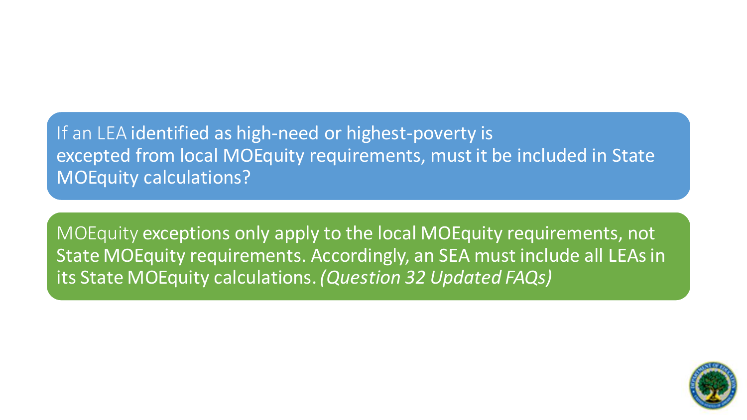If an LEA identified as high-need or highest-poverty is excepted from local MOEquity requirements, must it be included in State MOEquity calculations?

MOEquity exceptions only apply to the local MOEquity requirements, not State MOEquity requirements. Accordingly, an SEA must include all LEAs in its State MOEquity calculations. *(Question 32 Updated FAQs)*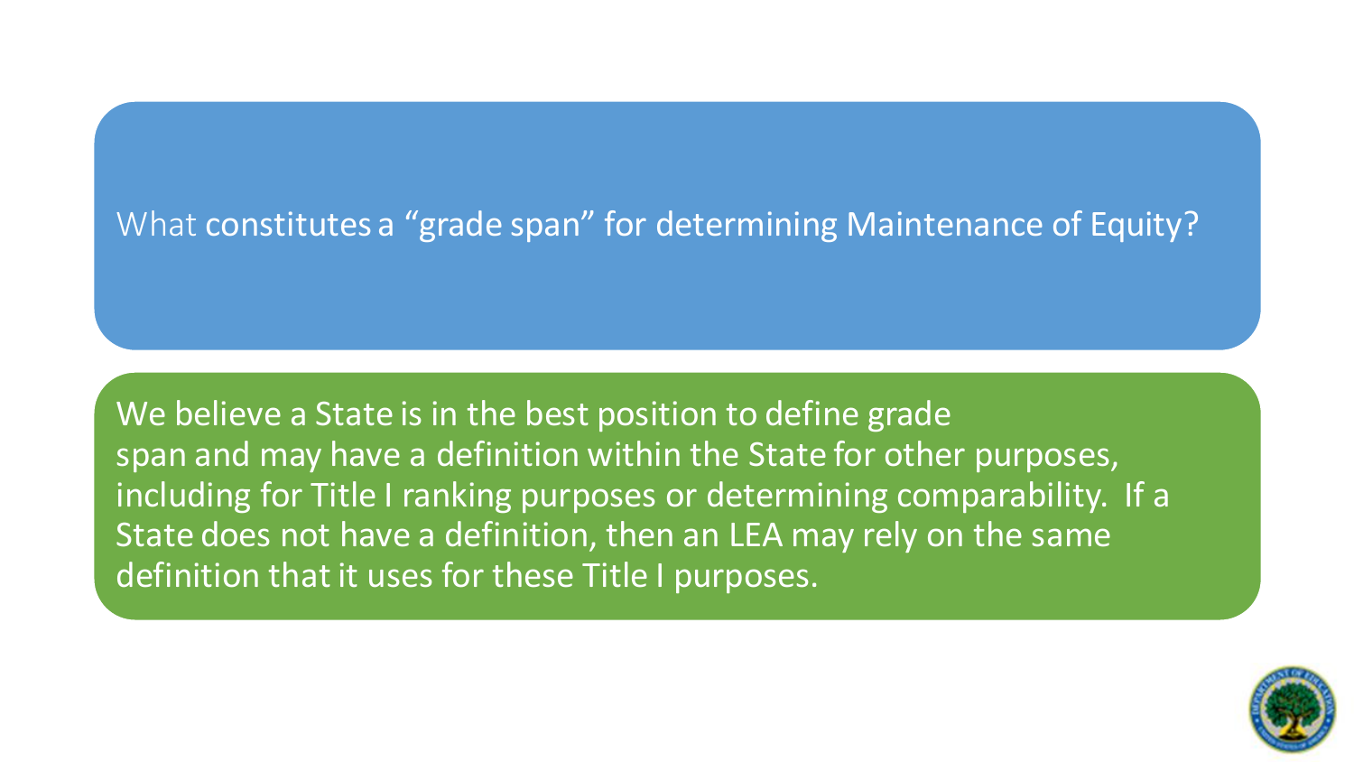## What constitutes a “grade span” for determining Maintenance of Equity?

We believe a State is in the best position to define grade span and may have a definition within the State for other purposes, including for Title I ranking purposes or determining comparability. If a State does not have a definition, then an LEA may rely on the same definition that it uses for these Title I purposes.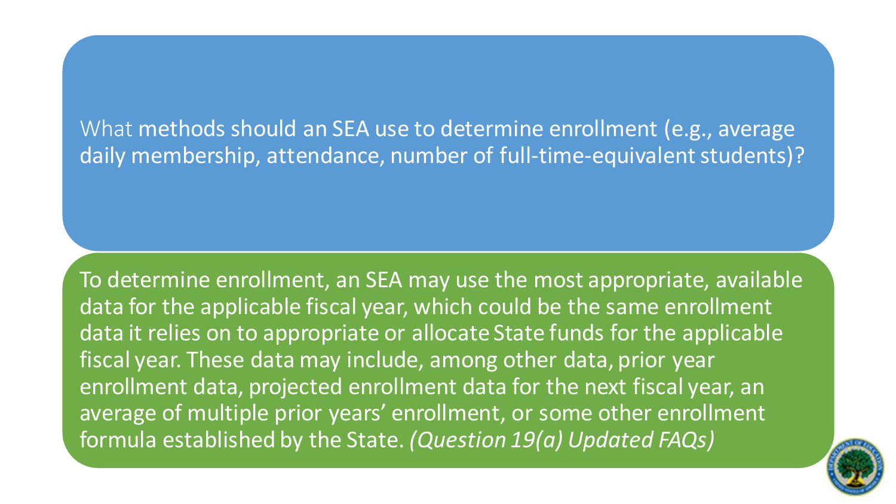What methods should an SEA use to determine enrollment (e.g., average daily membership, attendance, number of full-time-equivalent students)?

To determine enrollment, an SEA may use the most appropriate, available data for the applicable fiscal year, which could be the same enrollment data it relies on to appropriate or allocate State funds for the applicable fiscal year. These data may include, among other data, prior year enrollment data, projected enrollment data for the next fiscal year, an average of multiple prior years' enrollment, or some other enrollment formula established by the State. *(Question 19(a) Updated FAQs)*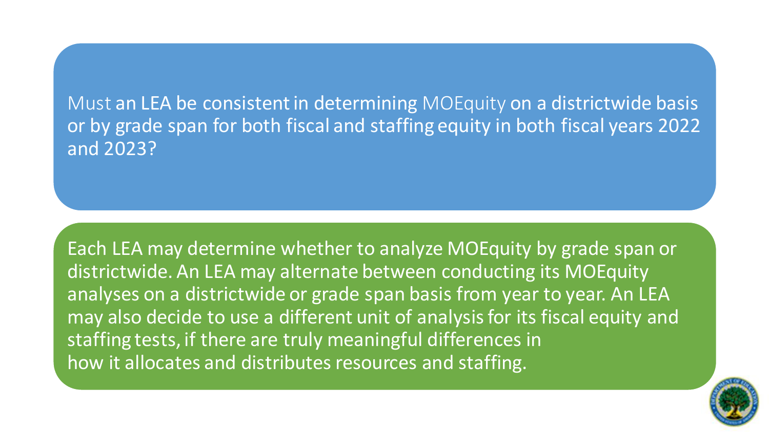**Must an LEA be consistent in determining MOEquity on a districtwide basis or by grade span for both fiscal and staffing equity in both fiscal years 2022 and 2023?**

Each LEA may determine whether to analyze MOEquity by grade span or districtwide. An LEA may alternate between conducting its MOEquity analyses on a districtwide or grade span basis from year to year. An LEA may also decide to use a different unit of analysis for its fiscal equity and staffing tests, if there are truly meaningful differences in how it allocates and distributes resources and staffing.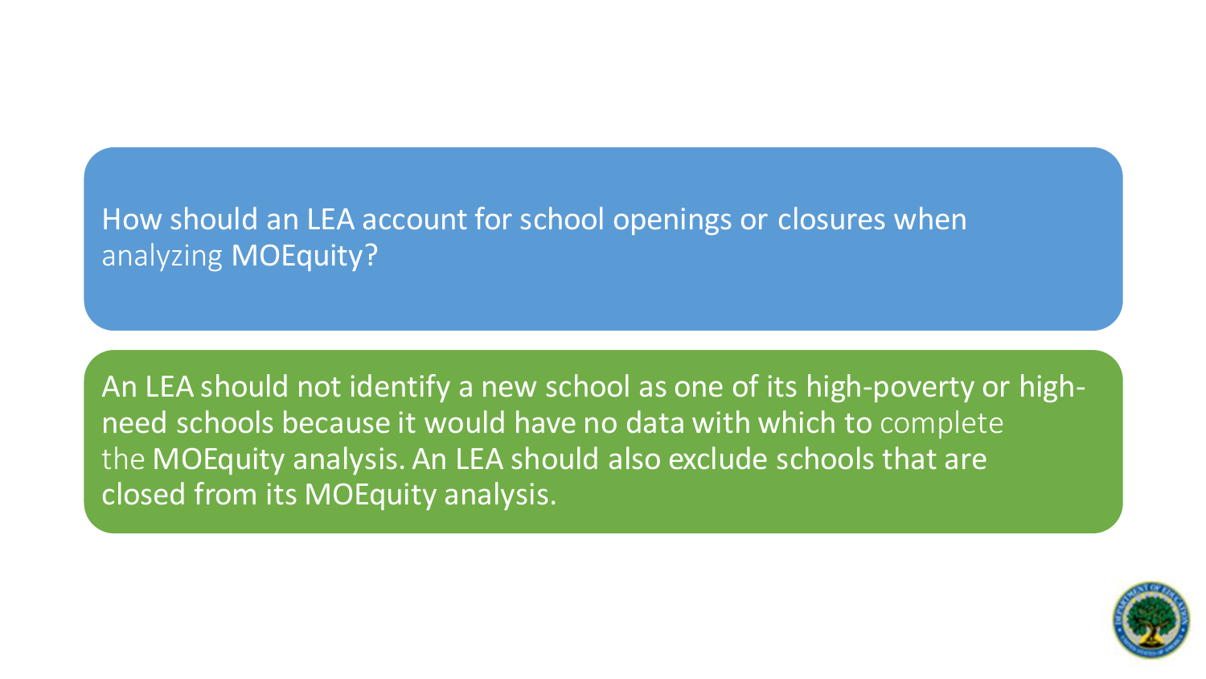How should an LEA account for school openings or closures when analyzing MOEquity?

An LEA should not identify a new school as one of its high-poverty or high-need schools because it would have no data with which to complete the MOEquity analysis. An LEA should also exclude schools that are closed from its MOEquity analysis.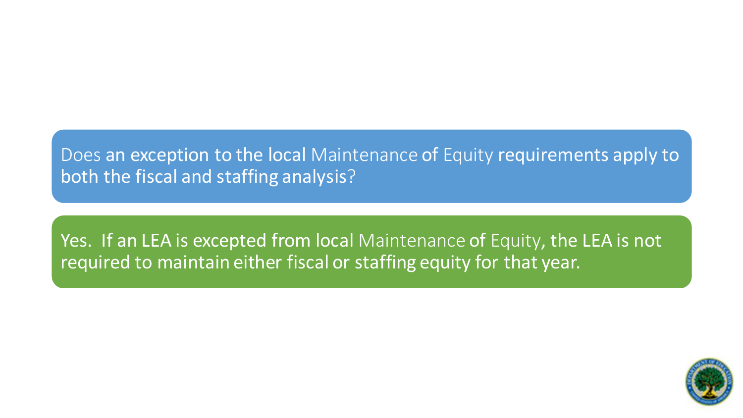Does an exception to the local Maintenance of Equity requirements apply to both the fiscal and staffing analysis?

Yes. If an LEA is excepted from local Maintenance of Equity, the LEA is not required to maintain either fiscal or staffing equity for that year.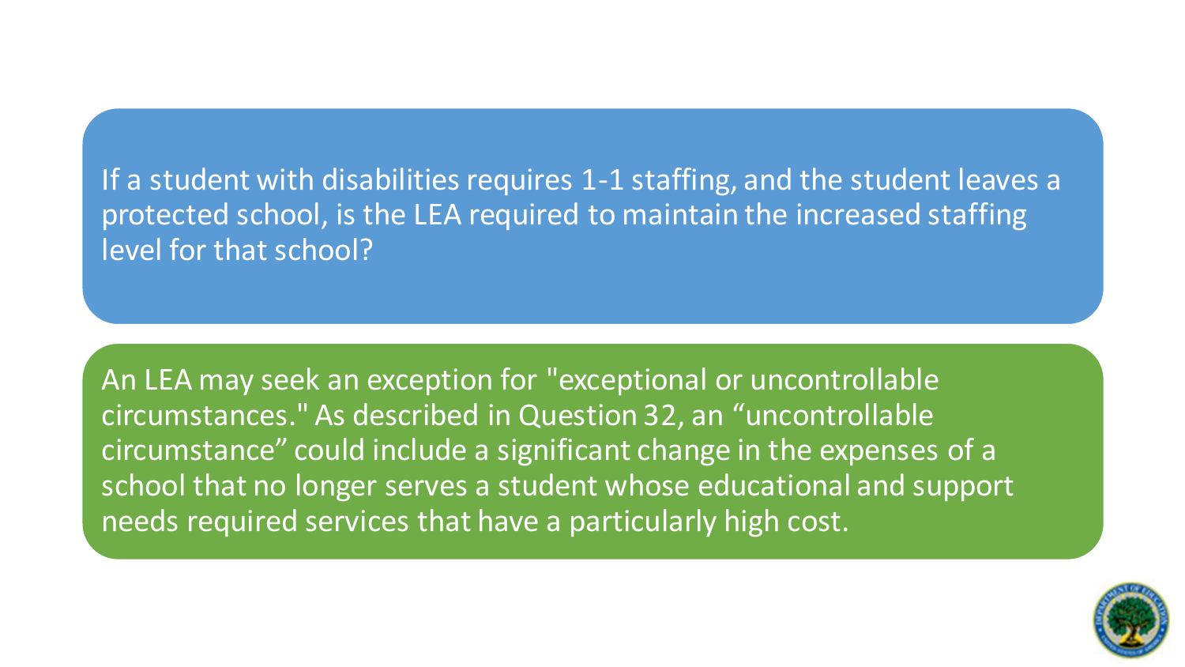If a student with disabilities requires 1-1 staffing, and the student leaves a protected school, is the LEA required to maintain the increased staffing level for that school?

An LEA may seek an exception for "exceptional or uncontrollable circumstances." As described in Question 32, an "uncontrollable circumstance" could include a significant change in the expenses of a school that no longer serves a student whose educational and support needs required services that have a particularly high cost.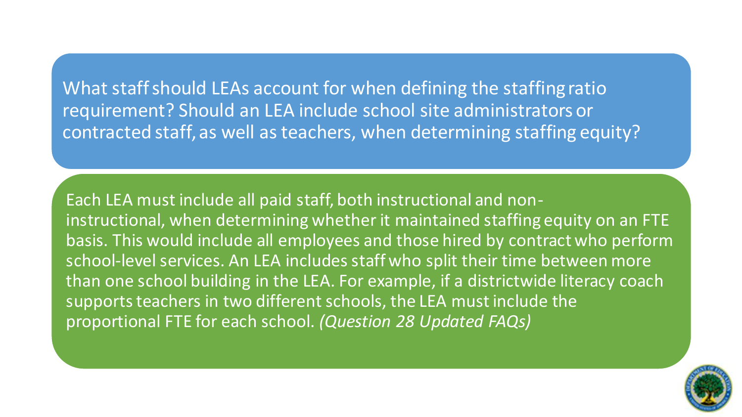**What staff should LEAs account for when defining the staffing ratio requirement? Should an LEA include school site administrators or contracted staff, as well as teachers, when determining staffing equity?**

Each LEA must include all paid staff, both instructional and non-instructional, when determining whether it maintained staffing equity on an FTE basis. This would include all employees and those hired by contract who perform school-level services. An LEA includes staff who split their time between more than one school building in the LEA. For example, if a districtwide literacy coach supports teachers in two different schools, the LEA must include the proportional FTE for each school. *(Question 28 Updated FAQs)*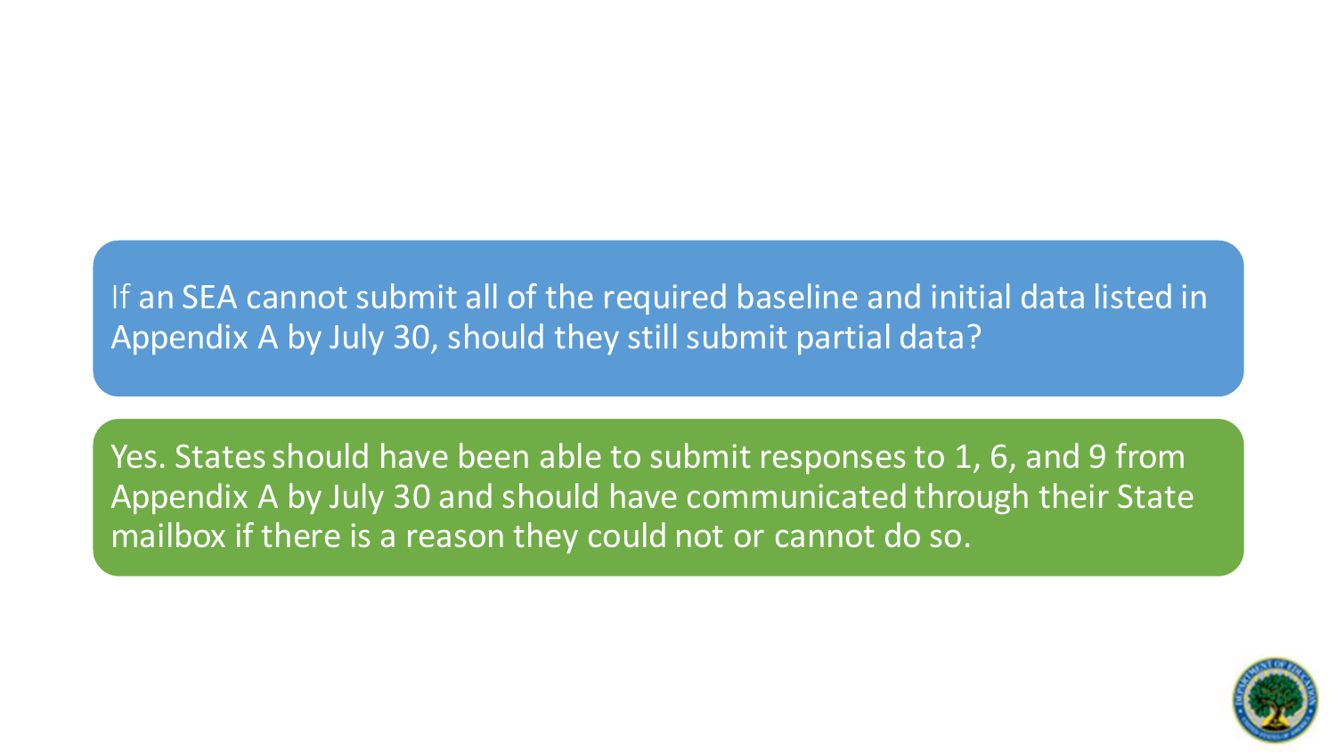If an SEA cannot submit all of the required baseline and initial data listed in Appendix A by July 30, should they still submit partial data?

Yes. States should have been able to submit responses to 1, 6, and 9 from Appendix A by July 30 and should have communicated through their State mailbox if there is a reason they could not or cannot do so.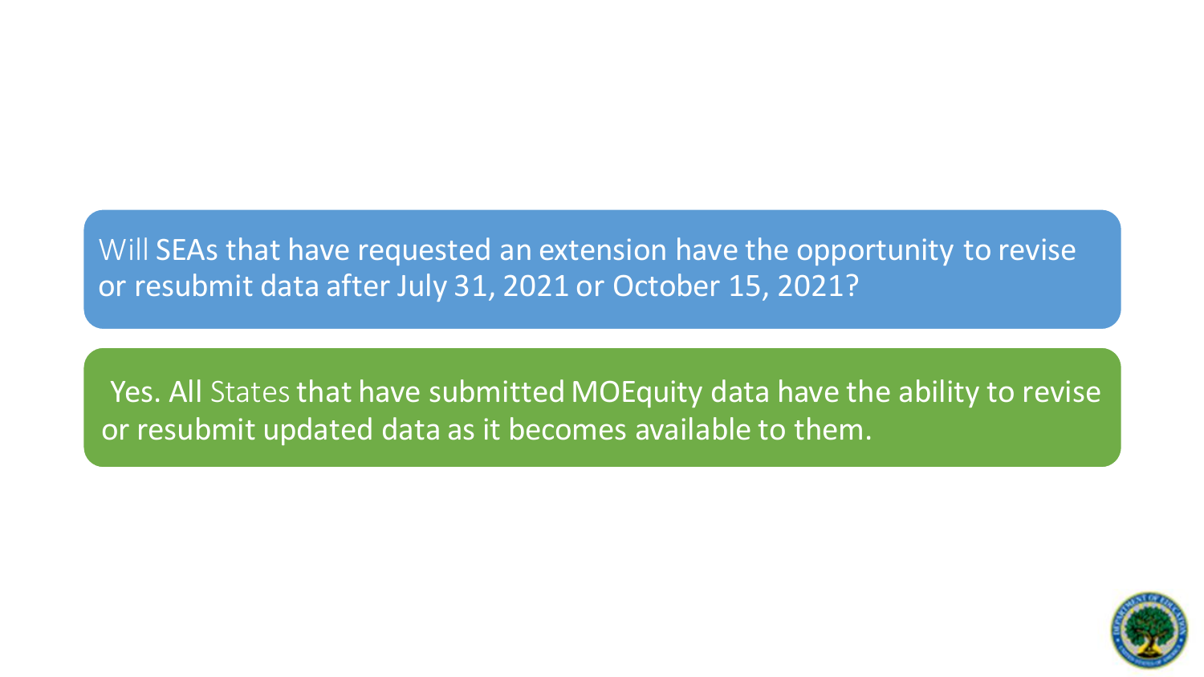Will SEAs that have requested an extension have the opportunity to revise or resubmit data after July 31, 2021 or October 15, 2021?

Yes. All States that have submitted MOEquity data have the ability to revise or resubmit updated data as it becomes available to them.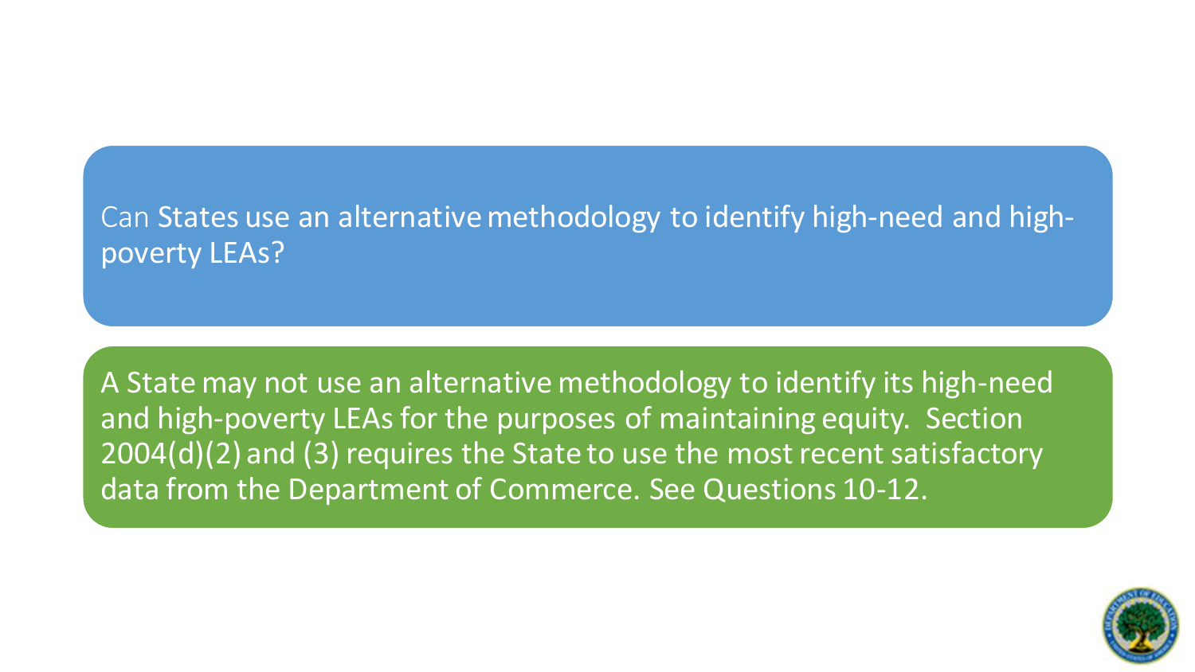Can States use an alternative methodology to identify high-need and high-poverty LEAs?

A State may not use an alternative methodology to identify its high-need and high-poverty LEAs for the purposes of maintaining equity. Section 2004(d)(2) and (3) requires the State to use the most recent satisfactory data from the Department of Commerce. See Questions 10-12.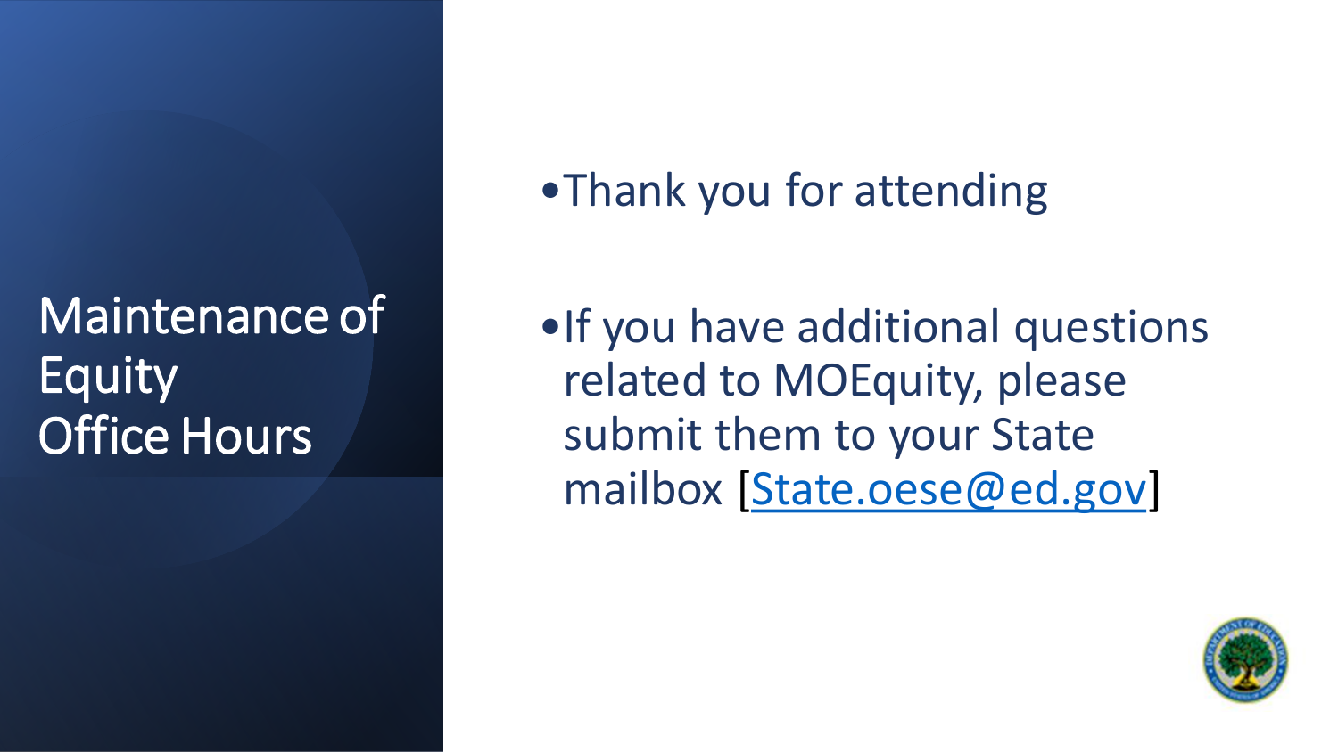# Maintenance of Equity Office Hours

- Thank you for attending

- If you have additional questions related to MOEquity, please submit them to your State mailbox [State.oese@ed.gov]